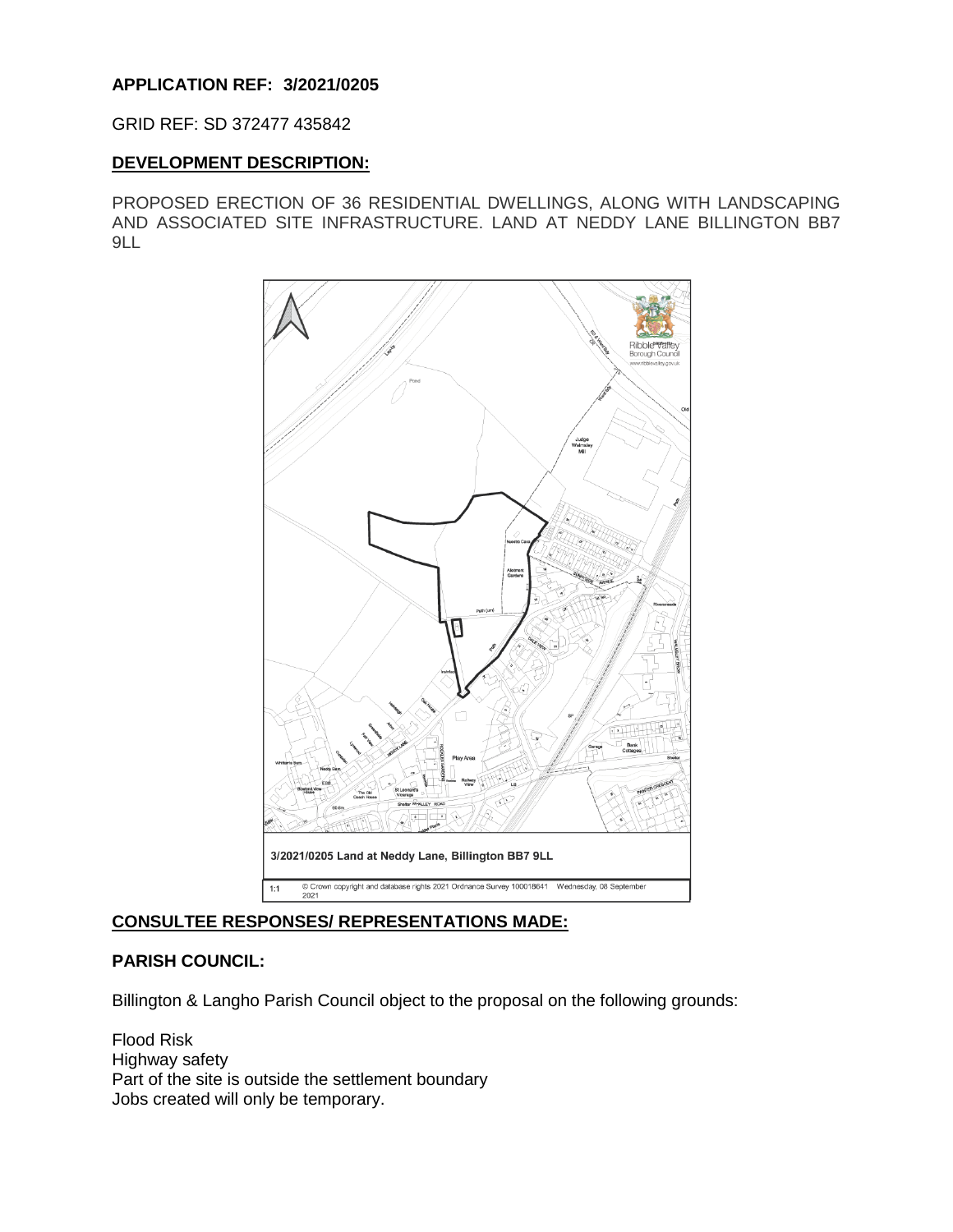**APPLICATION REF: 3/2021/0205**

GRID REF: SD 372477 435842

**DEVELOPMENT DESCRIPTION:**

PROPOSED ERECTION OF 36 RESIDENTIAL DWELLINGS, ALONG WITH LANDSCAPING AND ASSOCIATED SITE INFRASTRUCTURE. LAND AT NEDDY LANE BILLINGTON BB7 9LL

3/2021/0205 Land at Neddy Lane, Billington BB7 9LL

1:1 © Crown copyright and database rights 2021 Ordnance Survey 100018641 Wednesday, 08 September 2021

**CONSULTEE RESPONSES/ REPRESENTATIONS MADE:**

**PARISH COUNCIL:**

Billington & Langho Parish Council object to the proposal on the following grounds:

Flood Risk
Highway safety
Part of the site is outside the settlement boundary
Jobs created will only be temporary.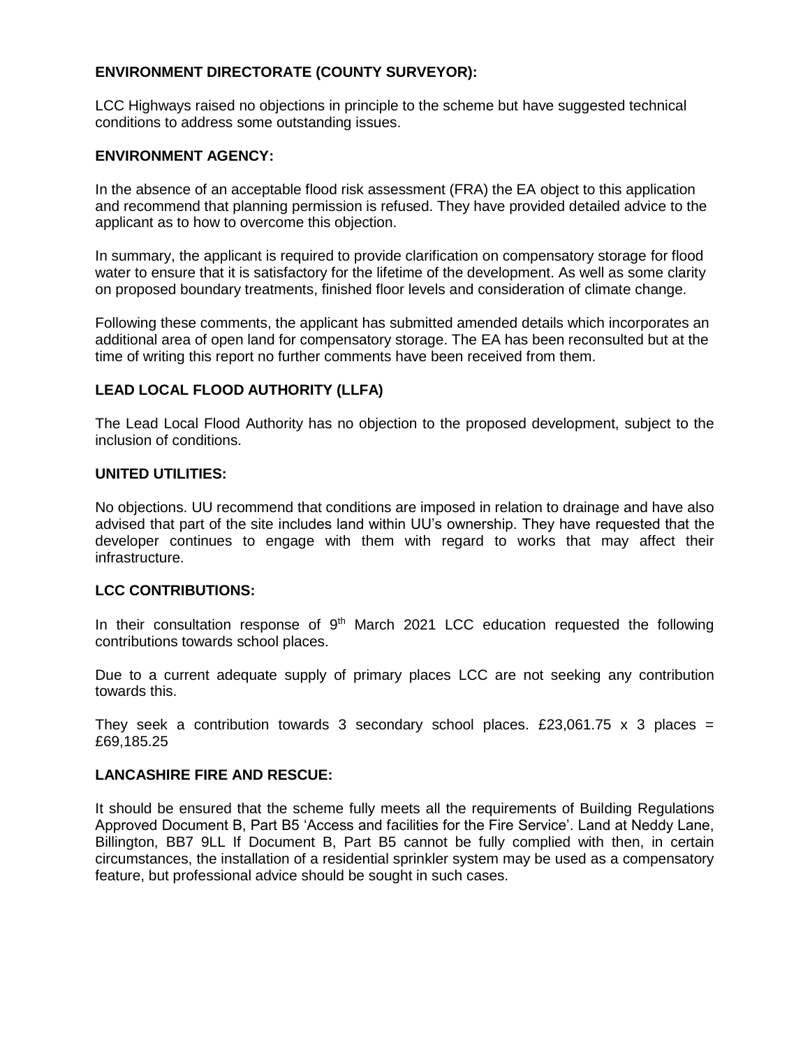**ENVIRONMENT DIRECTORATE (COUNTY SURVEYOR):**

LCC Highways raised no objections in principle to the scheme but have suggested technical conditions to address some outstanding issues.

**ENVIRONMENT AGENCY:**

In the absence of an acceptable flood risk assessment (FRA) the EA object to this application and recommend that planning permission is refused. They have provided detailed advice to the applicant as to how to overcome this objection.

In summary, the applicant is required to provide clarification on compensatory storage for flood water to ensure that it is satisfactory for the lifetime of the development. As well as some clarity on proposed boundary treatments, finished floor levels and consideration of climate change.

Following these comments, the applicant has submitted amended details which incorporates an additional area of open land for compensatory storage. The EA has been reconsulted but at the time of writing this report no further comments have been received from them.

**LEAD LOCAL FLOOD AUTHORITY (LLFA)**

The Lead Local Flood Authority has no objection to the proposed development, subject to the inclusion of conditions.

**UNITED UTILITIES:**

No objections. UU recommend that conditions are imposed in relation to drainage and have also advised that part of the site includes land within UU's ownership. They have requested that the developer continues to engage with them with regard to works that may affect their infrastructure.

**LCC CONTRIBUTIONS:**

In their consultation response of 9th March 2021 LCC education requested the following contributions towards school places.

Due to a current adequate supply of primary places LCC are not seeking any contribution towards this.

They seek a contribution towards 3 secondary school places. £23,061.75 x 3 places = £69,185.25

**LANCASHIRE FIRE AND RESCUE:**

It should be ensured that the scheme fully meets all the requirements of Building Regulations Approved Document B, Part B5 'Access and facilities for the Fire Service'. Land at Neddy Lane, Billington, BB7 9LL If Document B, Part B5 cannot be fully complied with then, in certain circumstances, the installation of a residential sprinkler system may be used as a compensatory feature, but professional advice should be sought in such cases.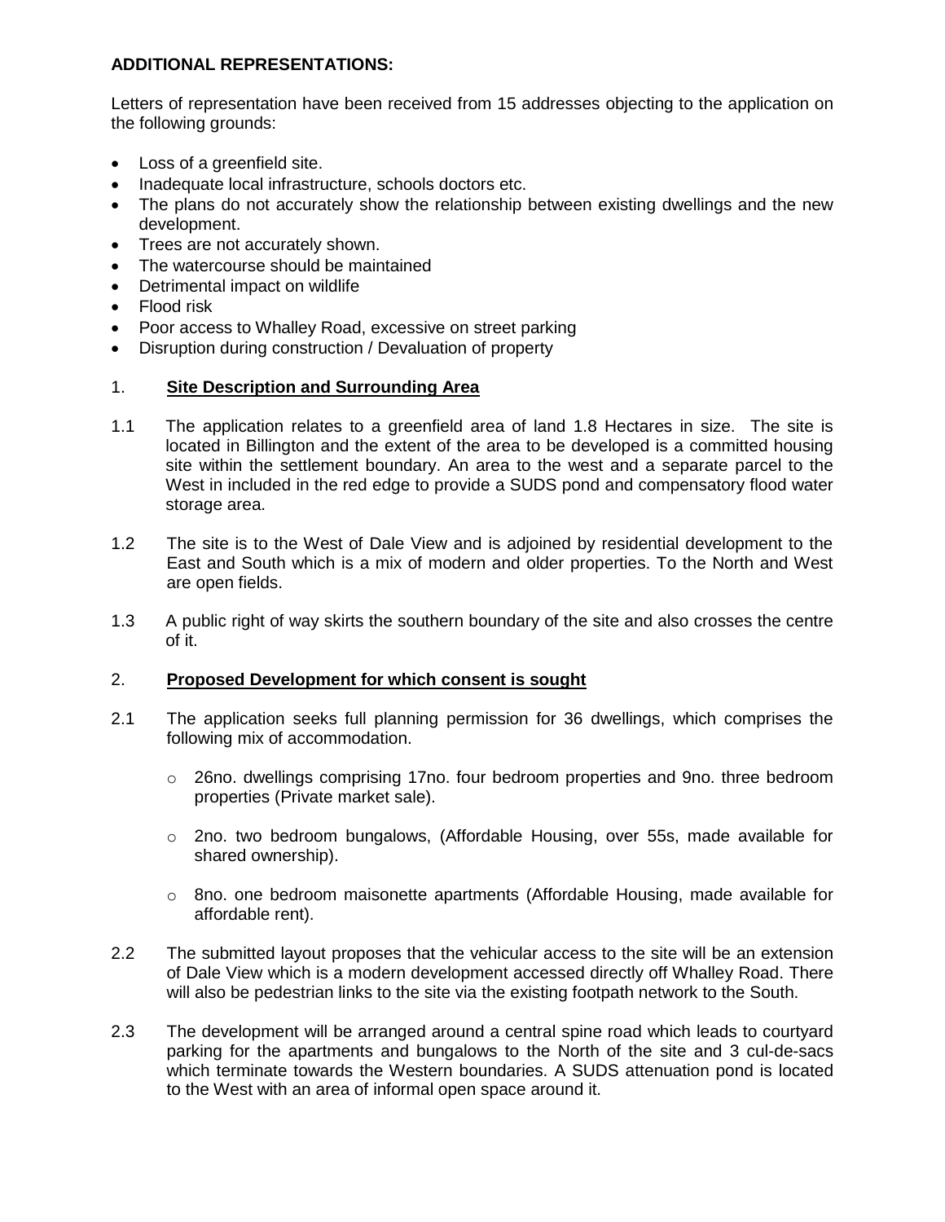**ADDITIONAL REPRESENTATIONS:**

Letters of representation have been received from 15 addresses objecting to the application on the following grounds:

- Loss of a greenfield site.
- Inadequate local infrastructure, schools doctors etc.
- The plans do not accurately show the relationship between existing dwellings and the new development.
- Trees are not accurately shown.
- The watercourse should be maintained
- Detrimental impact on wildlife
- Flood risk
- Poor access to Whalley Road, excessive on street parking
- Disruption during construction / Devaluation of property

## 1. Site Description and Surrounding Area

1.1 The application relates to a greenfield area of land 1.8 Hectares in size. The site is located in Billington and the extent of the area to be developed is a committed housing site within the settlement boundary. An area to the west and a separate parcel to the West in included in the red edge to provide a SUDS pond and compensatory flood water storage area.

1.2 The site is to the West of Dale View and is adjoined by residential development to the East and South which is a mix of modern and older properties. To the North and West are open fields.

1.3 A public right of way skirts the southern boundary of the site and also crosses the centre of it.

## 2. Proposed Development for which consent is sought

2.1 The application seeks full planning permission for 36 dwellings, which comprises the following mix of accommodation.

- 26no. dwellings comprising 17no. four bedroom properties and 9no. three bedroom properties (Private market sale).
- 2no. two bedroom bungalows, (Affordable Housing, over 55s, made available for shared ownership).
- 8no. one bedroom maisonette apartments (Affordable Housing, made available for affordable rent).

2.2 The submitted layout proposes that the vehicular access to the site will be an extension of Dale View which is a modern development accessed directly off Whalley Road. There will also be pedestrian links to the site via the existing footpath network to the South.

2.3 The development will be arranged around a central spine road which leads to courtyard parking for the apartments and bungalows to the North of the site and 3 cul-de-sacs which terminate towards the Western boundaries. A SUDS attenuation pond is located to the West with an area of informal open space around it.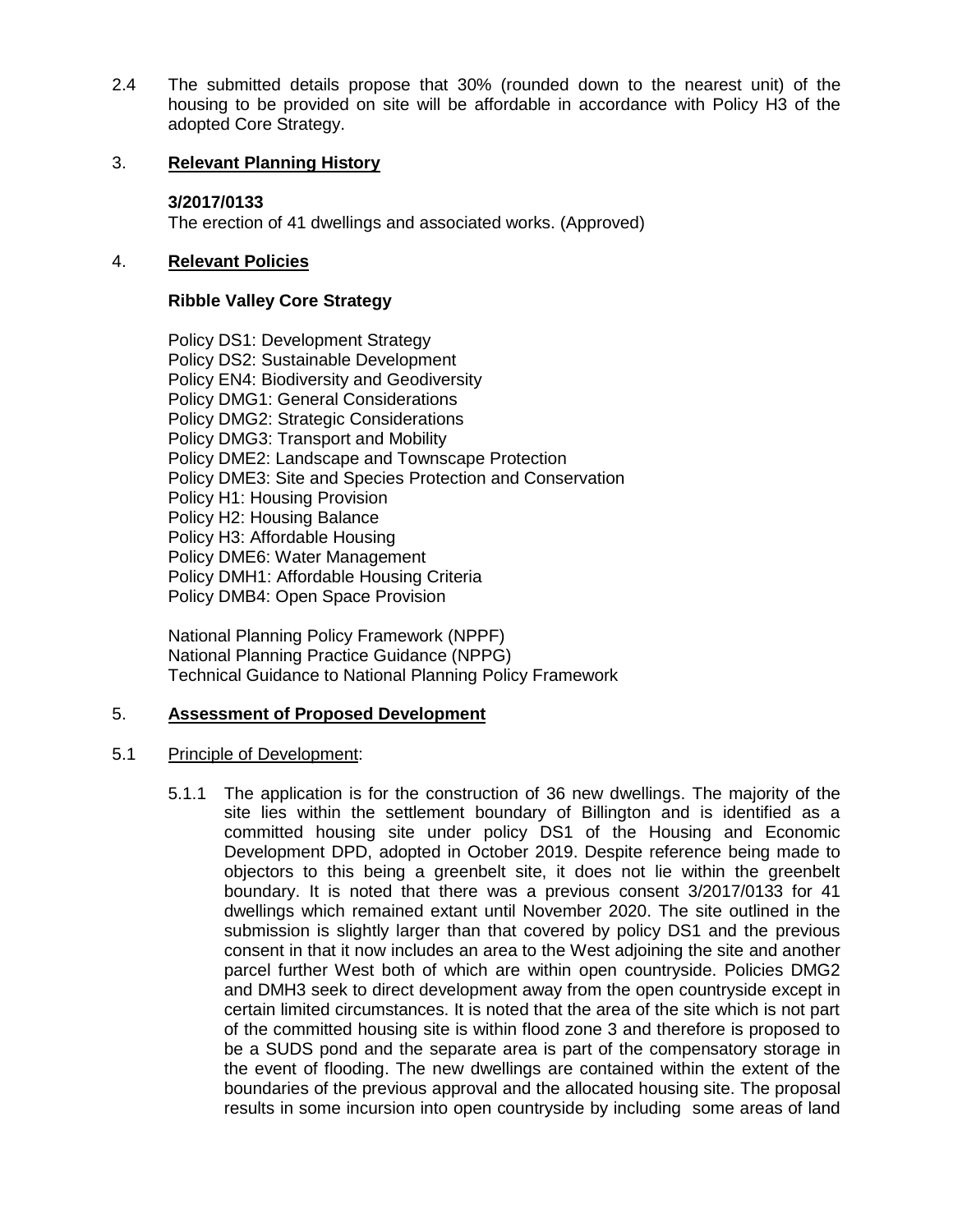2.4 The submitted details propose that 30% (rounded down to the nearest unit) of the housing to be provided on site will be affordable in accordance with Policy H3 of the adopted Core Strategy.

## 3. Relevant Planning History

**3/2017/0133**
The erection of 41 dwellings and associated works. (Approved)

## 4. Relevant Policies

**Ribble Valley Core Strategy**

Policy DS1: Development Strategy
Policy DS2: Sustainable Development
Policy EN4: Biodiversity and Geodiversity
Policy DMG1: General Considerations
Policy DMG2: Strategic Considerations
Policy DMG3: Transport and Mobility
Policy DME2: Landscape and Townscape Protection
Policy DME3: Site and Species Protection and Conservation
Policy H1: Housing Provision
Policy H2: Housing Balance
Policy H3: Affordable Housing
Policy DME6: Water Management
Policy DMH1: Affordable Housing Criteria
Policy DMB4: Open Space Provision

National Planning Policy Framework (NPPF)
National Planning Practice Guidance (NPPG)
Technical Guidance to National Planning Policy Framework

## 5. Assessment of Proposed Development

5.1 Principle of Development:

5.1.1 The application is for the construction of 36 new dwellings. The majority of the site lies within the settlement boundary of Billington and is identified as a committed housing site under policy DS1 of the Housing and Economic Development DPD, adopted in October 2019. Despite reference being made to objectors to this being a greenbelt site, it does not lie within the greenbelt boundary. It is noted that there was a previous consent 3/2017/0133 for 41 dwellings which remained extant until November 2020. The site outlined in the submission is slightly larger than that covered by policy DS1 and the previous consent in that it now includes an area to the West adjoining the site and another parcel further West both of which are within open countryside. Policies DMG2 and DMH3 seek to direct development away from the open countryside except in certain limited circumstances. It is noted that the area of the site which is not part of the committed housing site is within flood zone 3 and therefore is proposed to be a SUDS pond and the separate area is part of the compensatory storage in the event of flooding. The new dwellings are contained within the extent of the boundaries of the previous approval and the allocated housing site. The proposal results in some incursion into open countryside by including some areas of land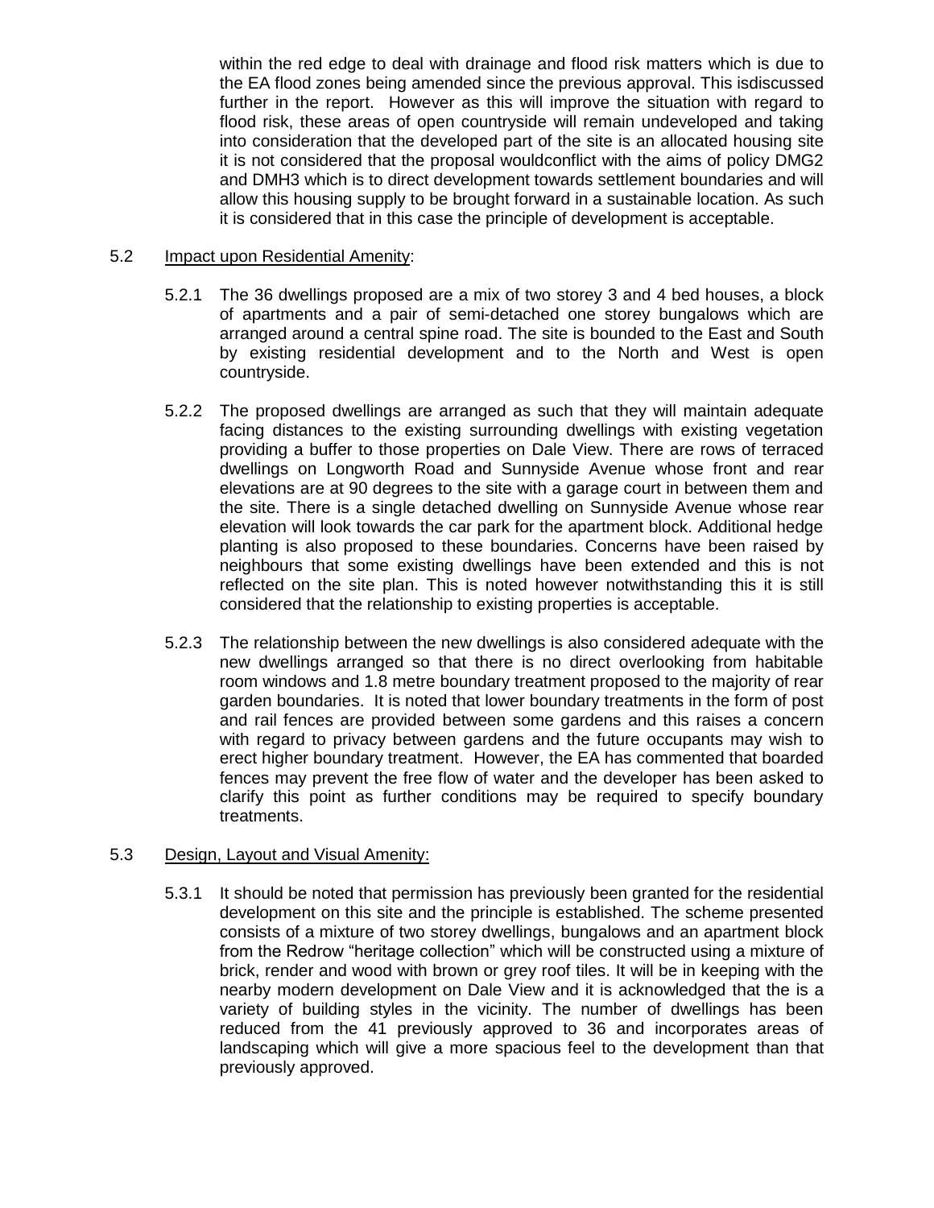within the red edge to deal with drainage and flood risk matters which is due to the EA flood zones being amended since the previous approval. This isdiscussed further in the report. However as this will improve the situation with regard to flood risk, these areas of open countryside will remain undeveloped and taking into consideration that the developed part of the site is an allocated housing site it is not considered that the proposal wouldconflict with the aims of policy DMG2 and DMH3 which is to direct development towards settlement boundaries and will allow this housing supply to be brought forward in a sustainable location. As such it is considered that in this case the principle of development is acceptable.

5.2 Impact upon Residential Amenity:

5.2.1 The 36 dwellings proposed are a mix of two storey 3 and 4 bed houses, a block of apartments and a pair of semi-detached one storey bungalows which are arranged around a central spine road. The site is bounded to the East and South by existing residential development and to the North and West is open countryside.

5.2.2 The proposed dwellings are arranged as such that they will maintain adequate facing distances to the existing surrounding dwellings with existing vegetation providing a buffer to those properties on Dale View. There are rows of terraced dwellings on Longworth Road and Sunnyside Avenue whose front and rear elevations are at 90 degrees to the site with a garage court in between them and the site. There is a single detached dwelling on Sunnyside Avenue whose rear elevation will look towards the car park for the apartment block. Additional hedge planting is also proposed to these boundaries. Concerns have been raised by neighbours that some existing dwellings have been extended and this is not reflected on the site plan. This is noted however notwithstanding this it is still considered that the relationship to existing properties is acceptable.

5.2.3 The relationship between the new dwellings is also considered adequate with the new dwellings arranged so that there is no direct overlooking from habitable room windows and 1.8 metre boundary treatment proposed to the majority of rear garden boundaries. It is noted that lower boundary treatments in the form of post and rail fences are provided between some gardens and this raises a concern with regard to privacy between gardens and the future occupants may wish to erect higher boundary treatment. However, the EA has commented that boarded fences may prevent the free flow of water and the developer has been asked to clarify this point as further conditions may be required to specify boundary treatments.

5.3 Design, Layout and Visual Amenity:

5.3.1 It should be noted that permission has previously been granted for the residential development on this site and the principle is established. The scheme presented consists of a mixture of two storey dwellings, bungalows and an apartment block from the Redrow "heritage collection" which will be constructed using a mixture of brick, render and wood with brown or grey roof tiles. It will be in keeping with the nearby modern development on Dale View and it is acknowledged that the is a variety of building styles in the vicinity. The number of dwellings has been reduced from the 41 previously approved to 36 and incorporates areas of landscaping which will give a more spacious feel to the development than that previously approved.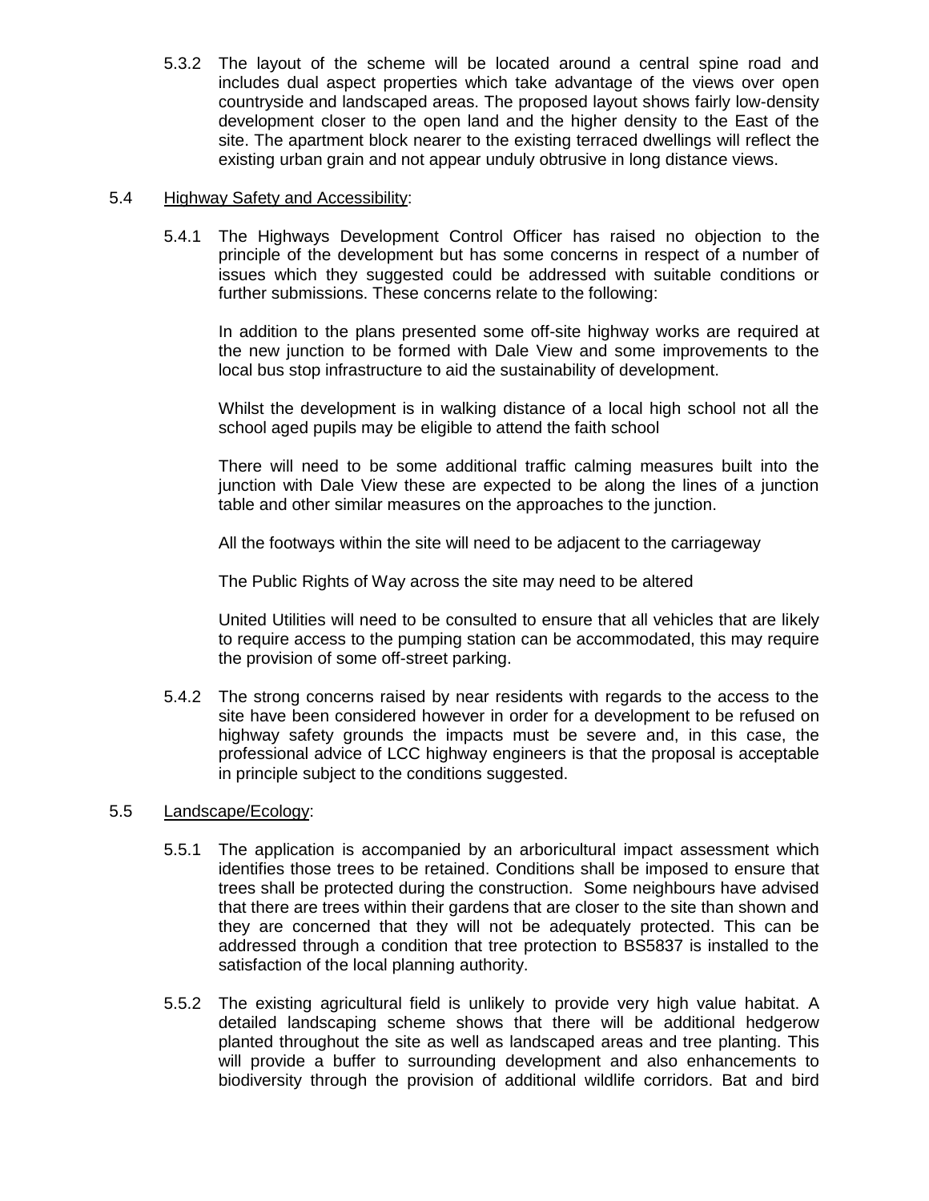5.3.2 The layout of the scheme will be located around a central spine road and includes dual aspect properties which take advantage of the views over open countryside and landscaped areas. The proposed layout shows fairly low-density development closer to the open land and the higher density to the East of the site. The apartment block nearer to the existing terraced dwellings will reflect the existing urban grain and not appear unduly obtrusive in long distance views.

5.4 Highway Safety and Accessibility:

5.4.1 The Highways Development Control Officer has raised no objection to the principle of the development but has some concerns in respect of a number of issues which they suggested could be addressed with suitable conditions or further submissions. These concerns relate to the following:

In addition to the plans presented some off-site highway works are required at the new junction to be formed with Dale View and some improvements to the local bus stop infrastructure to aid the sustainability of development.

Whilst the development is in walking distance of a local high school not all the school aged pupils may be eligible to attend the faith school

There will need to be some additional traffic calming measures built into the junction with Dale View these are expected to be along the lines of a junction table and other similar measures on the approaches to the junction.

All the footways within the site will need to be adjacent to the carriageway

The Public Rights of Way across the site may need to be altered

United Utilities will need to be consulted to ensure that all vehicles that are likely to require access to the pumping station can be accommodated, this may require the provision of some off-street parking.

5.4.2 The strong concerns raised by near residents with regards to the access to the site have been considered however in order for a development to be refused on highway safety grounds the impacts must be severe and, in this case, the professional advice of LCC highway engineers is that the proposal is acceptable in principle subject to the conditions suggested.

5.5 Landscape/Ecology:

5.5.1 The application is accompanied by an arboricultural impact assessment which identifies those trees to be retained. Conditions shall be imposed to ensure that trees shall be protected during the construction. Some neighbours have advised that there are trees within their gardens that are closer to the site than shown and they are concerned that they will not be adequately protected. This can be addressed through a condition that tree protection to BS5837 is installed to the satisfaction of the local planning authority.

5.5.2 The existing agricultural field is unlikely to provide very high value habitat. A detailed landscaping scheme shows that there will be additional hedgerow planted throughout the site as well as landscaped areas and tree planting. This will provide a buffer to surrounding development and also enhancements to biodiversity through the provision of additional wildlife corridors. Bat and bird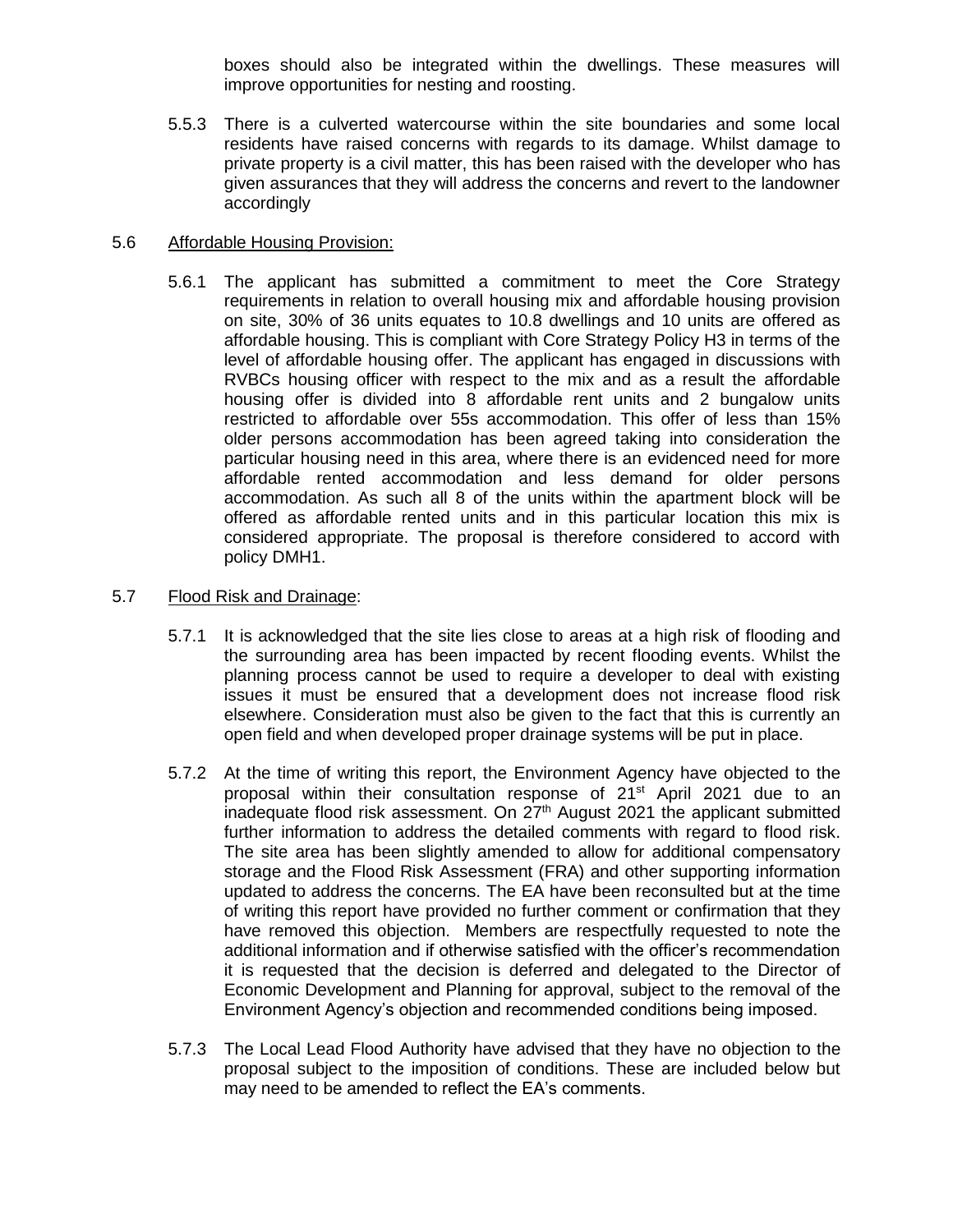boxes should also be integrated within the dwellings. These measures will improve opportunities for nesting and roosting.

5.5.3 There is a culverted watercourse within the site boundaries and some local residents have raised concerns with regards to its damage. Whilst damage to private property is a civil matter, this has been raised with the developer who has given assurances that they will address the concerns and revert to the landowner accordingly

5.6 Affordable Housing Provision:

5.6.1 The applicant has submitted a commitment to meet the Core Strategy requirements in relation to overall housing mix and affordable housing provision on site, 30% of 36 units equates to 10.8 dwellings and 10 units are offered as affordable housing. This is compliant with Core Strategy Policy H3 in terms of the level of affordable housing offer. The applicant has engaged in discussions with RVBCs housing officer with respect to the mix and as a result the affordable housing offer is divided into 8 affordable rent units and 2 bungalow units restricted to affordable over 55s accommodation. This offer of less than 15% older persons accommodation has been agreed taking into consideration the particular housing need in this area, where there is an evidenced need for more affordable rented accommodation and less demand for older persons accommodation. As such all 8 of the units within the apartment block will be offered as affordable rented units and in this particular location this mix is considered appropriate. The proposal is therefore considered to accord with policy DMH1.

5.7 Flood Risk and Drainage:

5.7.1 It is acknowledged that the site lies close to areas at a high risk of flooding and the surrounding area has been impacted by recent flooding events. Whilst the planning process cannot be used to require a developer to deal with existing issues it must be ensured that a development does not increase flood risk elsewhere. Consideration must also be given to the fact that this is currently an open field and when developed proper drainage systems will be put in place.

5.7.2 At the time of writing this report, the Environment Agency have objected to the proposal within their consultation response of 21st April 2021 due to an inadequate flood risk assessment. On 27th August 2021 the applicant submitted further information to address the detailed comments with regard to flood risk. The site area has been slightly amended to allow for additional compensatory storage and the Flood Risk Assessment (FRA) and other supporting information updated to address the concerns. The EA have been reconsulted but at the time of writing this report have provided no further comment or confirmation that they have removed this objection. Members are respectfully requested to note the additional information and if otherwise satisfied with the officer's recommendation it is requested that the decision is deferred and delegated to the Director of Economic Development and Planning for approval, subject to the removal of the Environment Agency's objection and recommended conditions being imposed.

5.7.3 The Local Lead Flood Authority have advised that they have no objection to the proposal subject to the imposition of conditions. These are included below but may need to be amended to reflect the EA's comments.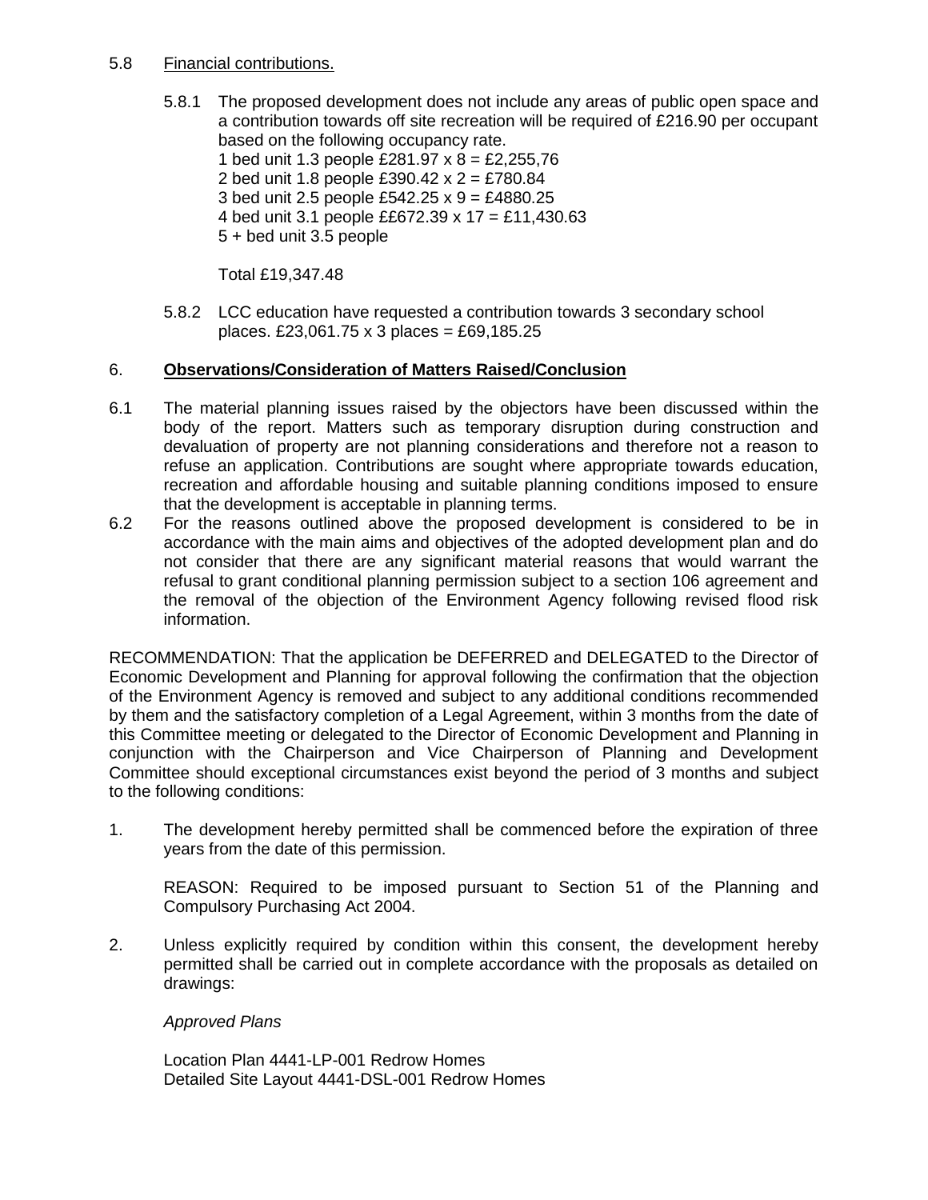5.8 Financial contributions.

5.8.1 The proposed development does not include any areas of public open space and a contribution towards off site recreation will be required of £216.90 per occupant based on the following occupancy rate.

1 bed unit 1.3 people £281.97 x 8 = £2,255,76
2 bed unit 1.8 people £390.42 x 2 = £780.84
3 bed unit 2.5 people £542.25 x 9 = £4880.25
4 bed unit 3.1 people ££672.39 x 17 = £11,430.63
5 + bed unit 3.5 people

Total £19,347.48

5.8.2 LCC education have requested a contribution towards 3 secondary school places. £23,061.75 x 3 places = £69,185.25

## 6. **Observations/Consideration of Matters Raised/Conclusion**

6.1 The material planning issues raised by the objectors have been discussed within the body of the report. Matters such as temporary disruption during construction and devaluation of property are not planning considerations and therefore not a reason to refuse an application. Contributions are sought where appropriate towards education, recreation and affordable housing and suitable planning conditions imposed to ensure that the development is acceptable in planning terms.

6.2 For the reasons outlined above the proposed development is considered to be in accordance with the main aims and objectives of the adopted development plan and do not consider that there are any significant material reasons that would warrant the refusal to grant conditional planning permission subject to a section 106 agreement and the removal of the objection of the Environment Agency following revised flood risk information.

RECOMMENDATION: That the application be DEFERRED and DELEGATED to the Director of Economic Development and Planning for approval following the confirmation that the objection of the Environment Agency is removed and subject to any additional conditions recommended by them and the satisfactory completion of a Legal Agreement, within 3 months from the date of this Committee meeting or delegated to the Director of Economic Development and Planning in conjunction with the Chairperson and Vice Chairperson of Planning and Development Committee should exceptional circumstances exist beyond the period of 3 months and subject to the following conditions:

1. The development hereby permitted shall be commenced before the expiration of three years from the date of this permission.

   REASON: Required to be imposed pursuant to Section 51 of the Planning and Compulsory Purchasing Act 2004.

2. Unless explicitly required by condition within this consent, the development hereby permitted shall be carried out in complete accordance with the proposals as detailed on drawings:

   *Approved Plans*

   Location Plan 4441-LP-001 Redrow Homes
   Detailed Site Layout 4441-DSL-001 Redrow Homes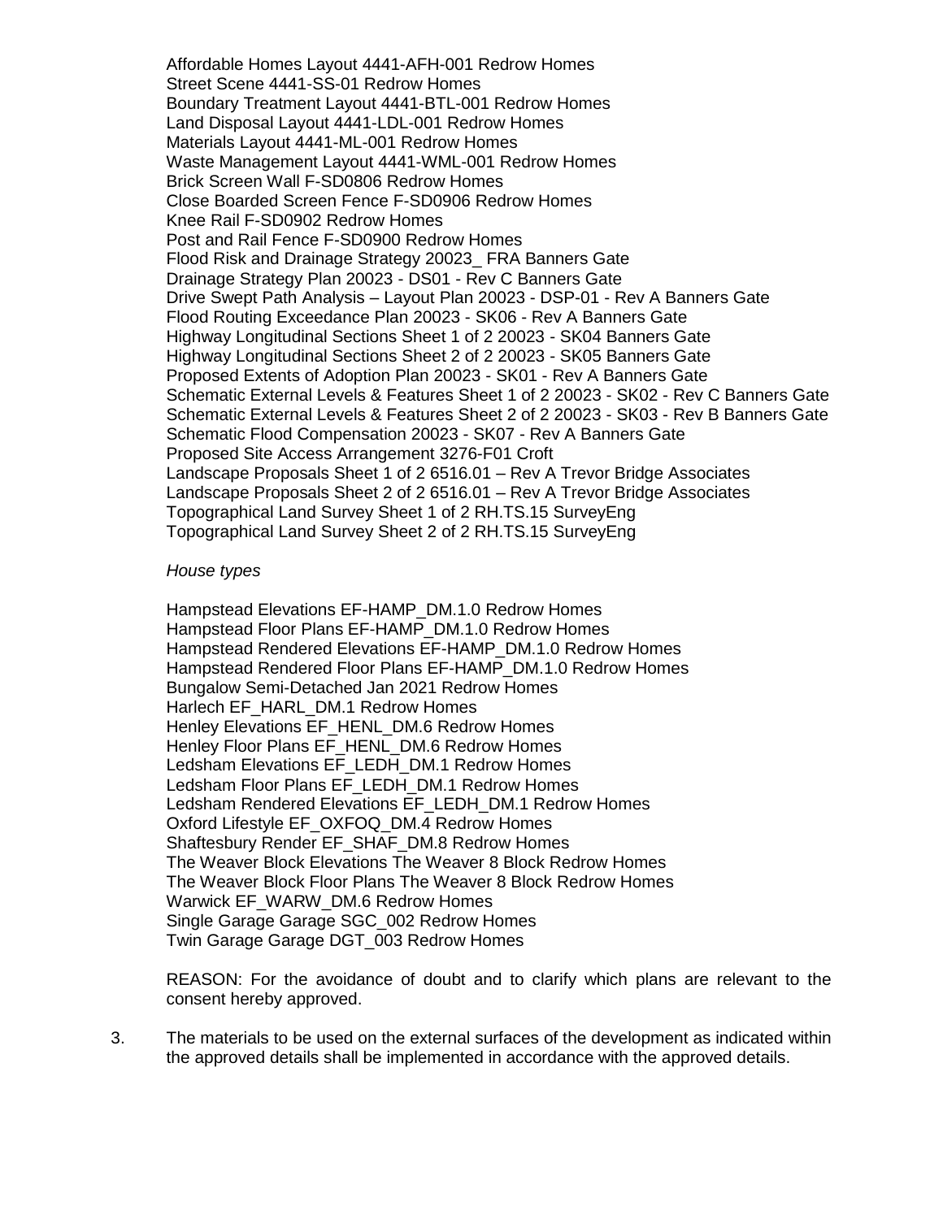Affordable Homes Layout 4441-AFH-001 Redrow Homes
Street Scene 4441-SS-01 Redrow Homes
Boundary Treatment Layout 4441-BTL-001 Redrow Homes
Land Disposal Layout 4441-LDL-001 Redrow Homes
Materials Layout 4441-ML-001 Redrow Homes
Waste Management Layout 4441-WML-001 Redrow Homes
Brick Screen Wall F-SD0806 Redrow Homes
Close Boarded Screen Fence F-SD0906 Redrow Homes
Knee Rail F-SD0902 Redrow Homes
Post and Rail Fence F-SD0900 Redrow Homes
Flood Risk and Drainage Strategy 20023_ FRA Banners Gate
Drainage Strategy Plan 20023 - DS01 - Rev C Banners Gate
Drive Swept Path Analysis – Layout Plan 20023 - DSP-01 - Rev A Banners Gate
Flood Routing Exceedance Plan 20023 - SK06 - Rev A Banners Gate
Highway Longitudinal Sections Sheet 1 of 2 20023 - SK04 Banners Gate
Highway Longitudinal Sections Sheet 2 of 2 20023 - SK05 Banners Gate
Proposed Extents of Adoption Plan 20023 - SK01 - Rev A Banners Gate
Schematic External Levels & Features Sheet 1 of 2 20023 - SK02 - Rev C Banners Gate
Schematic External Levels & Features Sheet 2 of 2 20023 - SK03 - Rev B Banners Gate
Schematic Flood Compensation 20023 - SK07 - Rev A Banners Gate
Proposed Site Access Arrangement 3276-F01 Croft
Landscape Proposals Sheet 1 of 2 6516.01 – Rev A Trevor Bridge Associates
Landscape Proposals Sheet 2 of 2 6516.01 – Rev A Trevor Bridge Associates
Topographical Land Survey Sheet 1 of 2 RH.TS.15 SurveyEng
Topographical Land Survey Sheet 2 of 2 RH.TS.15 SurveyEng

*House types*

Hampstead Elevations EF-HAMP_DM.1.0 Redrow Homes
Hampstead Floor Plans EF-HAMP_DM.1.0 Redrow Homes
Hampstead Rendered Elevations EF-HAMP_DM.1.0 Redrow Homes
Hampstead Rendered Floor Plans EF-HAMP_DM.1.0 Redrow Homes
Bungalow Semi-Detached Jan 2021 Redrow Homes
Harlech EF_HARL_DM.1 Redrow Homes
Henley Elevations EF_HENL_DM.6 Redrow Homes
Henley Floor Plans EF_HENL_DM.6 Redrow Homes
Ledsham Elevations EF_LEDH_DM.1 Redrow Homes
Ledsham Floor Plans EF_LEDH_DM.1 Redrow Homes
Ledsham Rendered Elevations EF_LEDH_DM.1 Redrow Homes
Oxford Lifestyle EF_OXFOQ_DM.4 Redrow Homes
Shaftesbury Render EF_SHAF_DM.8 Redrow Homes
The Weaver Block Elevations The Weaver 8 Block Redrow Homes
The Weaver Block Floor Plans The Weaver 8 Block Redrow Homes
Warwick EF_WARW_DM.6 Redrow Homes
Single Garage Garage SGC_002 Redrow Homes
Twin Garage Garage DGT_003 Redrow Homes

REASON: For the avoidance of doubt and to clarify which plans are relevant to the consent hereby approved.

3. The materials to be used on the external surfaces of the development as indicated within the approved details shall be implemented in accordance with the approved details.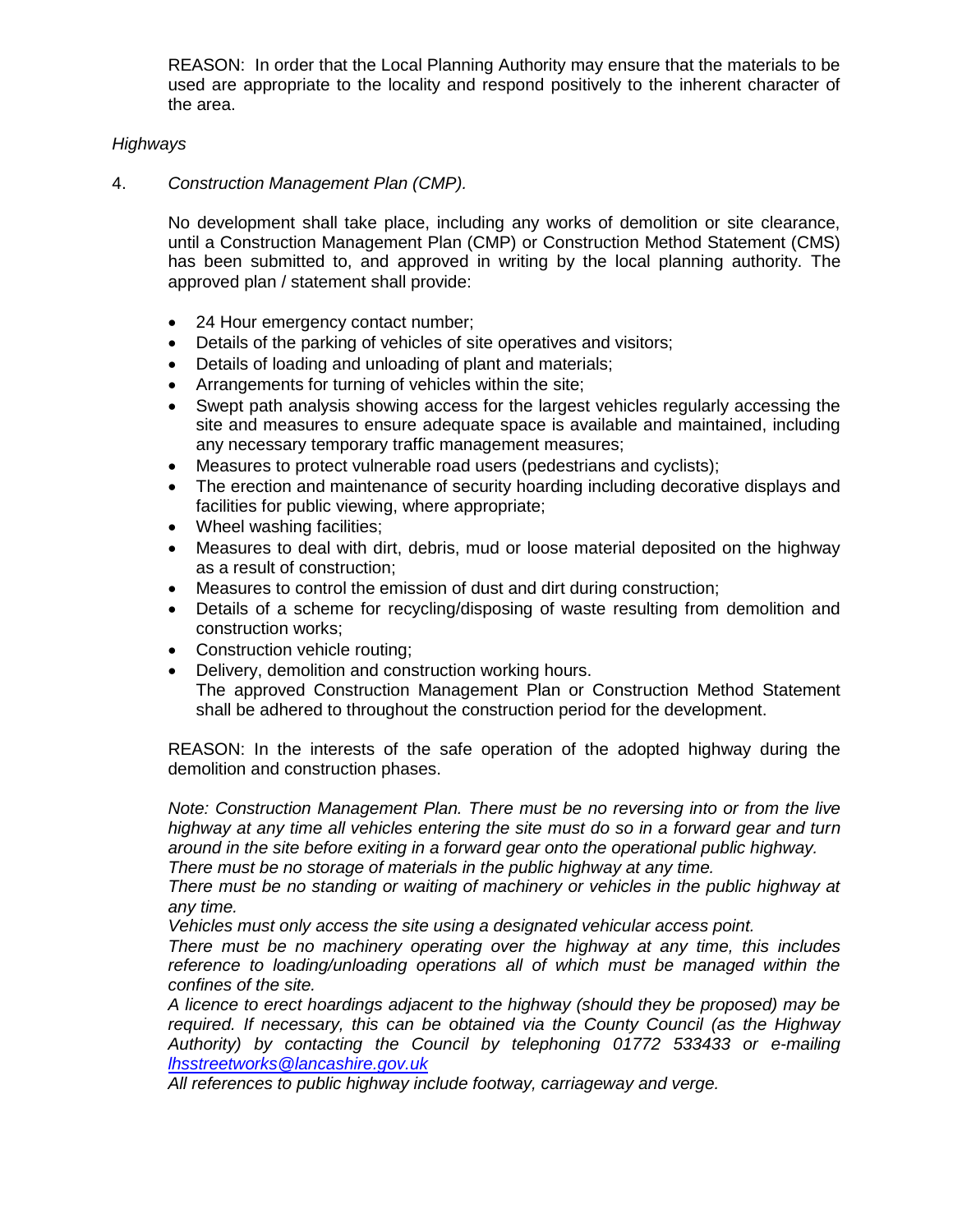REASON: In order that the Local Planning Authority may ensure that the materials to be used are appropriate to the locality and respond positively to the inherent character of the area.

*Highways*

4. *Construction Management Plan (CMP).*

No development shall take place, including any works of demolition or site clearance, until a Construction Management Plan (CMP) or Construction Method Statement (CMS) has been submitted to, and approved in writing by the local planning authority. The approved plan / statement shall provide:

- 24 Hour emergency contact number;
- Details of the parking of vehicles of site operatives and visitors;
- Details of loading and unloading of plant and materials;
- Arrangements for turning of vehicles within the site;
- Swept path analysis showing access for the largest vehicles regularly accessing the site and measures to ensure adequate space is available and maintained, including any necessary temporary traffic management measures;
- Measures to protect vulnerable road users (pedestrians and cyclists);
- The erection and maintenance of security hoarding including decorative displays and facilities for public viewing, where appropriate;
- Wheel washing facilities;
- Measures to deal with dirt, debris, mud or loose material deposited on the highway as a result of construction;
- Measures to control the emission of dust and dirt during construction;
- Details of a scheme for recycling/disposing of waste resulting from demolition and construction works;
- Construction vehicle routing;
- Delivery, demolition and construction working hours.
  The approved Construction Management Plan or Construction Method Statement shall be adhered to throughout the construction period for the development.

REASON: In the interests of the safe operation of the adopted highway during the demolition and construction phases.

*Note: Construction Management Plan. There must be no reversing into or from the live highway at any time all vehicles entering the site must do so in a forward gear and turn around in the site before exiting in a forward gear onto the operational public highway.*
*There must be no storage of materials in the public highway at any time.*
*There must be no standing or waiting of machinery or vehicles in the public highway at any time.*
*Vehicles must only access the site using a designated vehicular access point.*
*There must be no machinery operating over the highway at any time, this includes reference to loading/unloading operations all of which must be managed within the confines of the site.*
*A licence to erect hoardings adjacent to the highway (should they be proposed) may be required. If necessary, this can be obtained via the County Council (as the Highway Authority) by contacting the Council by telephoning 01772 533433 or e-mailing lhsstreetworks@lancashire.gov.uk*
*All references to public highway include footway, carriageway and verge.*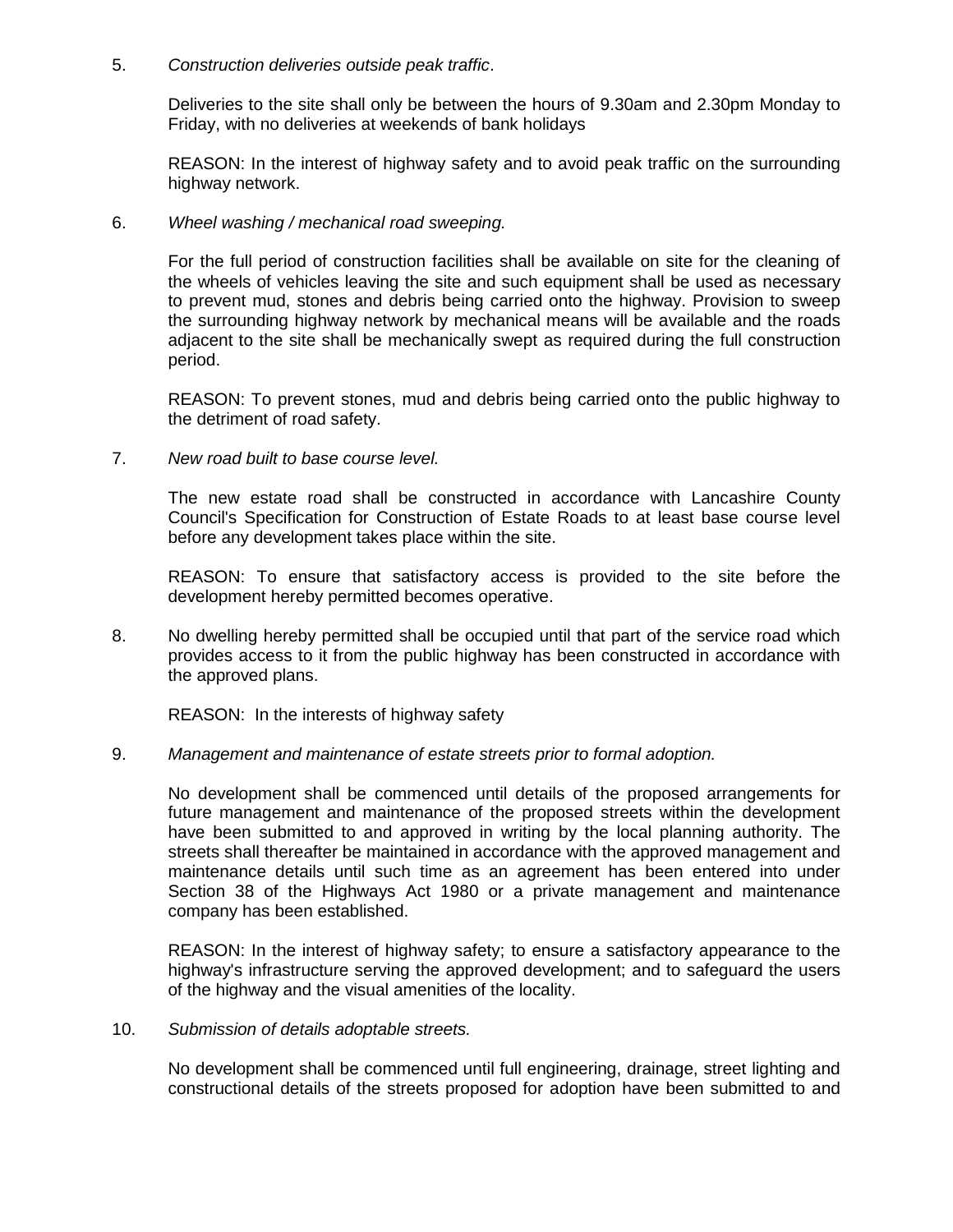5. *Construction deliveries outside peak traffic*.

   Deliveries to the site shall only be between the hours of 9.30am and 2.30pm Monday to Friday, with no deliveries at weekends of bank holidays

   REASON: In the interest of highway safety and to avoid peak traffic on the surrounding highway network.

6. *Wheel washing / mechanical road sweeping.*

   For the full period of construction facilities shall be available on site for the cleaning of the wheels of vehicles leaving the site and such equipment shall be used as necessary to prevent mud, stones and debris being carried onto the highway. Provision to sweep the surrounding highway network by mechanical means will be available and the roads adjacent to the site shall be mechanically swept as required during the full construction period.

   REASON: To prevent stones, mud and debris being carried onto the public highway to the detriment of road safety.

7. *New road built to base course level.*

   The new estate road shall be constructed in accordance with Lancashire County Council's Specification for Construction of Estate Roads to at least base course level before any development takes place within the site.

   REASON: To ensure that satisfactory access is provided to the site before the development hereby permitted becomes operative.

8. No dwelling hereby permitted shall be occupied until that part of the service road which provides access to it from the public highway has been constructed in accordance with the approved plans.

   REASON: In the interests of highway safety

9. *Management and maintenance of estate streets prior to formal adoption.*

   No development shall be commenced until details of the proposed arrangements for future management and maintenance of the proposed streets within the development have been submitted to and approved in writing by the local planning authority. The streets shall thereafter be maintained in accordance with the approved management and maintenance details until such time as an agreement has been entered into under Section 38 of the Highways Act 1980 or a private management and maintenance company has been established.

   REASON: In the interest of highway safety; to ensure a satisfactory appearance to the highway's infrastructure serving the approved development; and to safeguard the users of the highway and the visual amenities of the locality.

10. *Submission of details adoptable streets.*

    No development shall be commenced until full engineering, drainage, street lighting and constructional details of the streets proposed for adoption have been submitted to and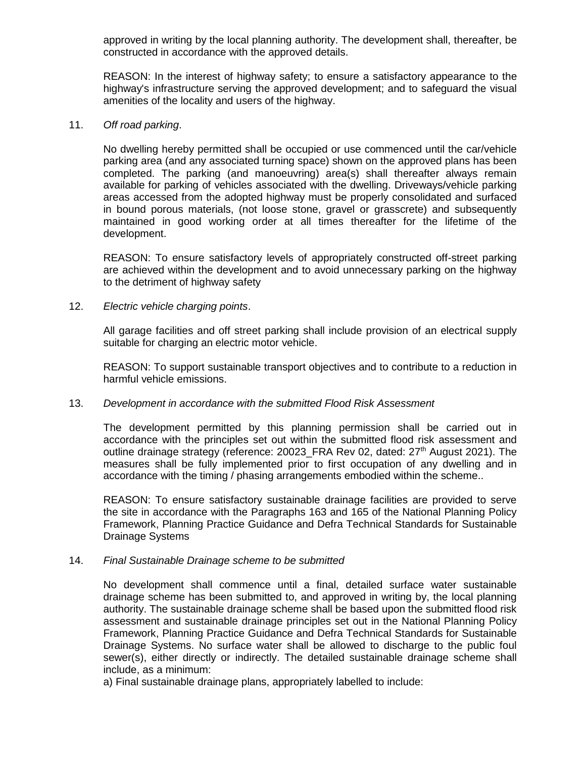approved in writing by the local planning authority. The development shall, thereafter, be constructed in accordance with the approved details.

REASON: In the interest of highway safety; to ensure a satisfactory appearance to the highway's infrastructure serving the approved development; and to safeguard the visual amenities of the locality and users of the highway.

11. *Off road parking*.

No dwelling hereby permitted shall be occupied or use commenced until the car/vehicle parking area (and any associated turning space) shown on the approved plans has been completed. The parking (and manoeuvring) area(s) shall thereafter always remain available for parking of vehicles associated with the dwelling. Driveways/vehicle parking areas accessed from the adopted highway must be properly consolidated and surfaced in bound porous materials, (not loose stone, gravel or grasscrete) and subsequently maintained in good working order at all times thereafter for the lifetime of the development.

REASON: To ensure satisfactory levels of appropriately constructed off-street parking are achieved within the development and to avoid unnecessary parking on the highway to the detriment of highway safety

12. *Electric vehicle charging points*.

All garage facilities and off street parking shall include provision of an electrical supply suitable for charging an electric motor vehicle.

REASON: To support sustainable transport objectives and to contribute to a reduction in harmful vehicle emissions.

13. *Development in accordance with the submitted Flood Risk Assessment*

The development permitted by this planning permission shall be carried out in accordance with the principles set out within the submitted flood risk assessment and outline drainage strategy (reference: 20023_FRA Rev 02, dated: 27th August 2021). The measures shall be fully implemented prior to first occupation of any dwelling and in accordance with the timing / phasing arrangements embodied within the scheme..

REASON: To ensure satisfactory sustainable drainage facilities are provided to serve the site in accordance with the Paragraphs 163 and 165 of the National Planning Policy Framework, Planning Practice Guidance and Defra Technical Standards for Sustainable Drainage Systems

14. *Final Sustainable Drainage scheme to be submitted*

No development shall commence until a final, detailed surface water sustainable drainage scheme has been submitted to, and approved in writing by, the local planning authority. The sustainable drainage scheme shall be based upon the submitted flood risk assessment and sustainable drainage principles set out in the National Planning Policy Framework, Planning Practice Guidance and Defra Technical Standards for Sustainable Drainage Systems. No surface water shall be allowed to discharge to the public foul sewer(s), either directly or indirectly. The detailed sustainable drainage scheme shall include, as a minimum:

a) Final sustainable drainage plans, appropriately labelled to include: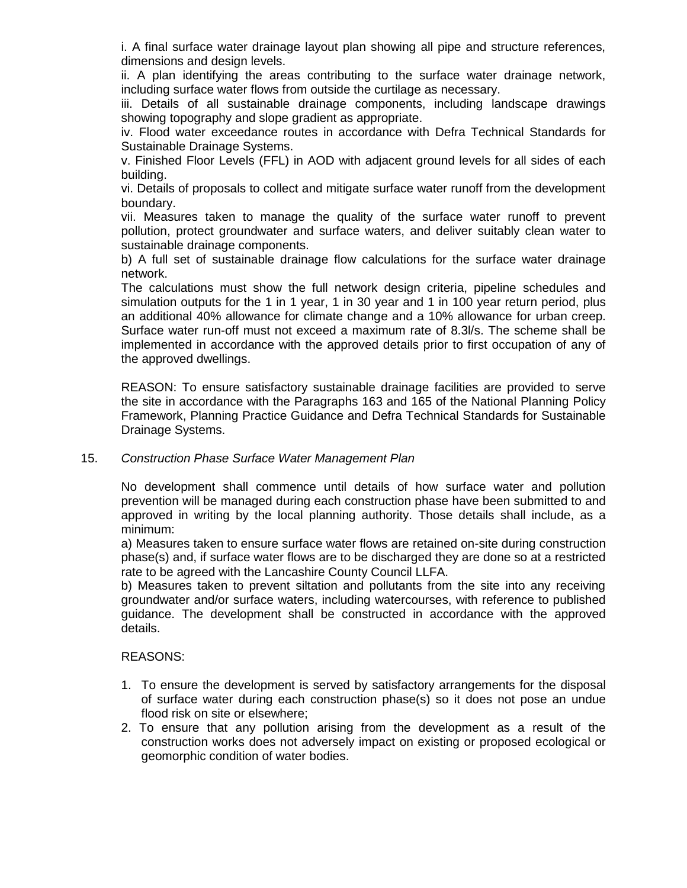i. A final surface water drainage layout plan showing all pipe and structure references, dimensions and design levels.

ii. A plan identifying the areas contributing to the surface water drainage network, including surface water flows from outside the curtilage as necessary.

iii. Details of all sustainable drainage components, including landscape drawings showing topography and slope gradient as appropriate.

iv. Flood water exceedance routes in accordance with Defra Technical Standards for Sustainable Drainage Systems.

v. Finished Floor Levels (FFL) in AOD with adjacent ground levels for all sides of each building.

vi. Details of proposals to collect and mitigate surface water runoff from the development boundary.

vii. Measures taken to manage the quality of the surface water runoff to prevent pollution, protect groundwater and surface waters, and deliver suitably clean water to sustainable drainage components.

b) A full set of sustainable drainage flow calculations for the surface water drainage network.

The calculations must show the full network design criteria, pipeline schedules and simulation outputs for the 1 in 1 year, 1 in 30 year and 1 in 100 year return period, plus an additional 40% allowance for climate change and a 10% allowance for urban creep. Surface water run-off must not exceed a maximum rate of 8.3l/s. The scheme shall be implemented in accordance with the approved details prior to first occupation of any of the approved dwellings.

REASON: To ensure satisfactory sustainable drainage facilities are provided to serve the site in accordance with the Paragraphs 163 and 165 of the National Planning Policy Framework, Planning Practice Guidance and Defra Technical Standards for Sustainable Drainage Systems.

15. *Construction Phase Surface Water Management Plan*

No development shall commence until details of how surface water and pollution prevention will be managed during each construction phase have been submitted to and approved in writing by the local planning authority. Those details shall include, as a minimum:

a) Measures taken to ensure surface water flows are retained on-site during construction phase(s) and, if surface water flows are to be discharged they are done so at a restricted rate to be agreed with the Lancashire County Council LLFA.

b) Measures taken to prevent siltation and pollutants from the site into any receiving groundwater and/or surface waters, including watercourses, with reference to published guidance. The development shall be constructed in accordance with the approved details.

REASONS:

1. To ensure the development is served by satisfactory arrangements for the disposal of surface water during each construction phase(s) so it does not pose an undue flood risk on site or elsewhere;
2. To ensure that any pollution arising from the development as a result of the construction works does not adversely impact on existing or proposed ecological or geomorphic condition of water bodies.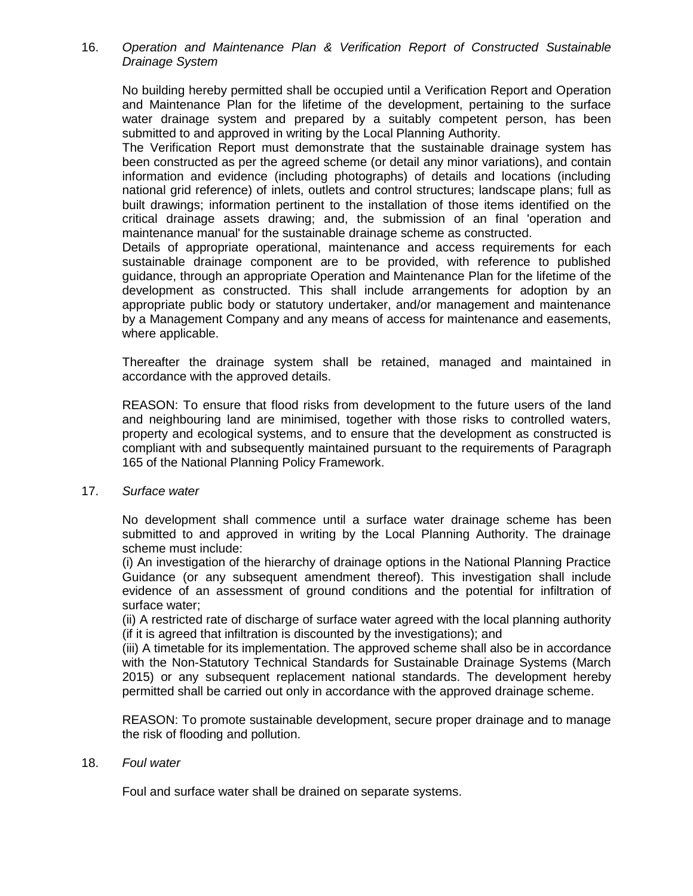16. *Operation and Maintenance Plan & Verification Report of Constructed Sustainable Drainage System*

No building hereby permitted shall be occupied until a Verification Report and Operation and Maintenance Plan for the lifetime of the development, pertaining to the surface water drainage system and prepared by a suitably competent person, has been submitted to and approved in writing by the Local Planning Authority.

The Verification Report must demonstrate that the sustainable drainage system has been constructed as per the agreed scheme (or detail any minor variations), and contain information and evidence (including photographs) of details and locations (including national grid reference) of inlets, outlets and control structures; landscape plans; full as built drawings; information pertinent to the installation of those items identified on the critical drainage assets drawing; and, the submission of an final 'operation and maintenance manual' for the sustainable drainage scheme as constructed.

Details of appropriate operational, maintenance and access requirements for each sustainable drainage component are to be provided, with reference to published guidance, through an appropriate Operation and Maintenance Plan for the lifetime of the development as constructed. This shall include arrangements for adoption by an appropriate public body or statutory undertaker, and/or management and maintenance by a Management Company and any means of access for maintenance and easements, where applicable.

Thereafter the drainage system shall be retained, managed and maintained in accordance with the approved details.

REASON: To ensure that flood risks from development to the future users of the land and neighbouring land are minimised, together with those risks to controlled waters, property and ecological systems, and to ensure that the development as constructed is compliant with and subsequently maintained pursuant to the requirements of Paragraph 165 of the National Planning Policy Framework.

17. *Surface water*

No development shall commence until a surface water drainage scheme has been submitted to and approved in writing by the Local Planning Authority. The drainage scheme must include:

(i) An investigation of the hierarchy of drainage options in the National Planning Practice Guidance (or any subsequent amendment thereof). This investigation shall include evidence of an assessment of ground conditions and the potential for infiltration of surface water;

(ii) A restricted rate of discharge of surface water agreed with the local planning authority (if it is agreed that infiltration is discounted by the investigations); and

(iii) A timetable for its implementation. The approved scheme shall also be in accordance with the Non-Statutory Technical Standards for Sustainable Drainage Systems (March 2015) or any subsequent replacement national standards. The development hereby permitted shall be carried out only in accordance with the approved drainage scheme.

REASON: To promote sustainable development, secure proper drainage and to manage the risk of flooding and pollution.

18. *Foul water*

Foul and surface water shall be drained on separate systems.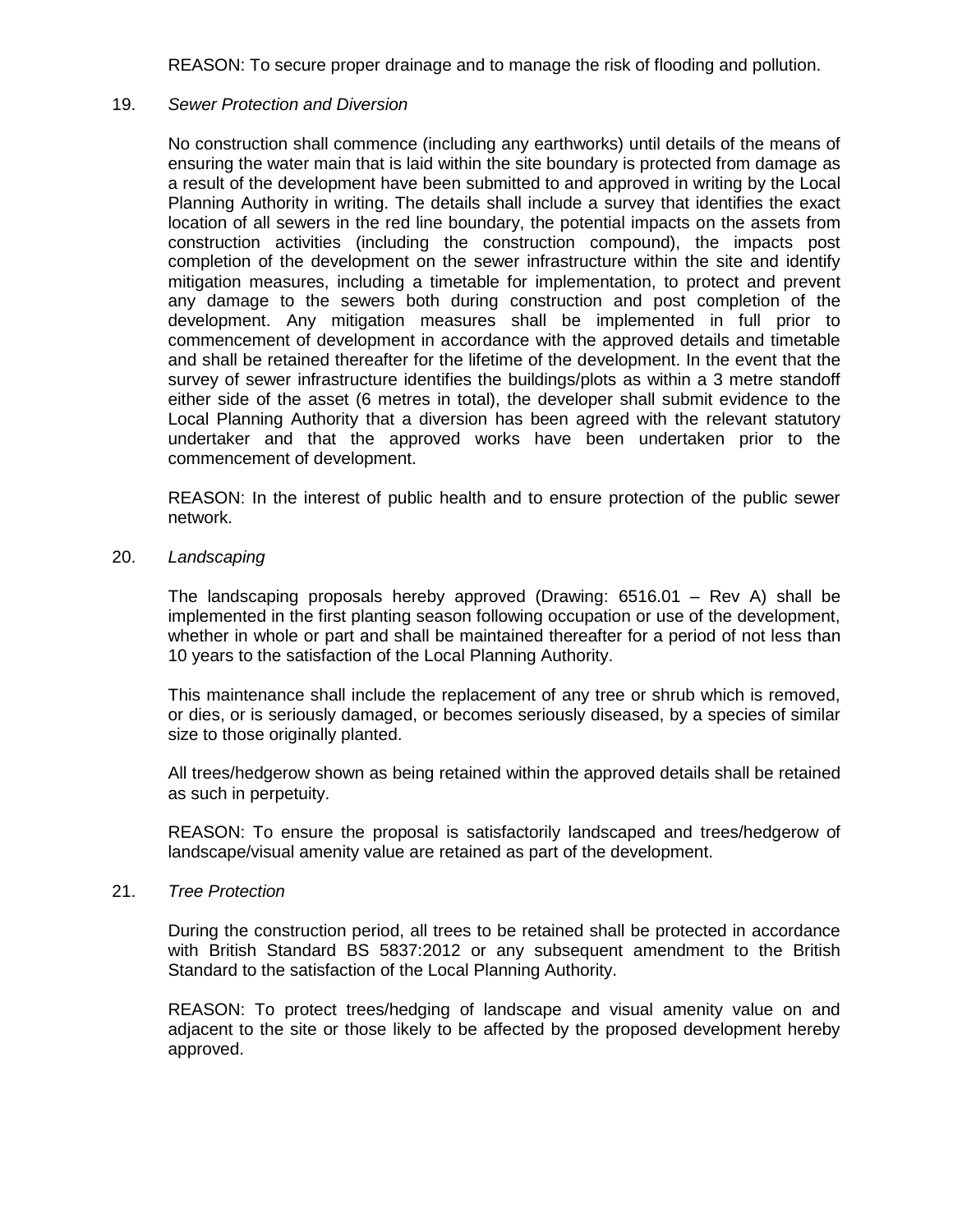REASON: To secure proper drainage and to manage the risk of flooding and pollution.

19. *Sewer Protection and Diversion*

No construction shall commence (including any earthworks) until details of the means of ensuring the water main that is laid within the site boundary is protected from damage as a result of the development have been submitted to and approved in writing by the Local Planning Authority in writing. The details shall include a survey that identifies the exact location of all sewers in the red line boundary, the potential impacts on the assets from construction activities (including the construction compound), the impacts post completion of the development on the sewer infrastructure within the site and identify mitigation measures, including a timetable for implementation, to protect and prevent any damage to the sewers both during construction and post completion of the development. Any mitigation measures shall be implemented in full prior to commencement of development in accordance with the approved details and timetable and shall be retained thereafter for the lifetime of the development. In the event that the survey of sewer infrastructure identifies the buildings/plots as within a 3 metre standoff either side of the asset (6 metres in total), the developer shall submit evidence to the Local Planning Authority that a diversion has been agreed with the relevant statutory undertaker and that the approved works have been undertaken prior to the commencement of development.

REASON: In the interest of public health and to ensure protection of the public sewer network.

20. *Landscaping*

The landscaping proposals hereby approved (Drawing: 6516.01 – Rev A) shall be implemented in the first planting season following occupation or use of the development, whether in whole or part and shall be maintained thereafter for a period of not less than 10 years to the satisfaction of the Local Planning Authority.

This maintenance shall include the replacement of any tree or shrub which is removed, or dies, or is seriously damaged, or becomes seriously diseased, by a species of similar size to those originally planted.

All trees/hedgerow shown as being retained within the approved details shall be retained as such in perpetuity.

REASON: To ensure the proposal is satisfactorily landscaped and trees/hedgerow of landscape/visual amenity value are retained as part of the development.

21. *Tree Protection*

During the construction period, all trees to be retained shall be protected in accordance with British Standard BS 5837:2012 or any subsequent amendment to the British Standard to the satisfaction of the Local Planning Authority.

REASON: To protect trees/hedging of landscape and visual amenity value on and adjacent to the site or those likely to be affected by the proposed development hereby approved.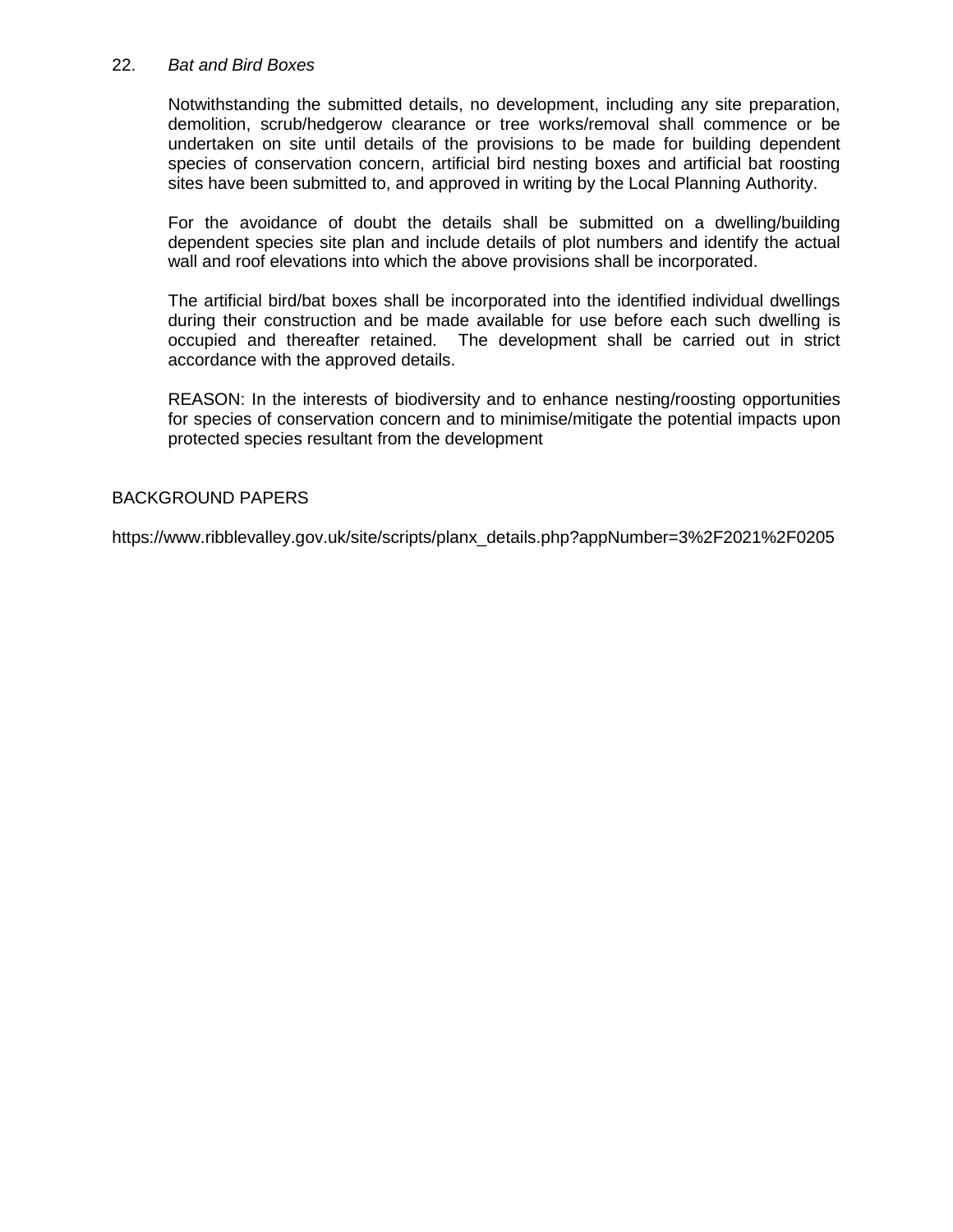22. *Bat and Bird Boxes*

Notwithstanding the submitted details, no development, including any site preparation, demolition, scrub/hedgerow clearance or tree works/removal shall commence or be undertaken on site until details of the provisions to be made for building dependent species of conservation concern, artificial bird nesting boxes and artificial bat roosting sites have been submitted to, and approved in writing by the Local Planning Authority.

For the avoidance of doubt the details shall be submitted on a dwelling/building dependent species site plan and include details of plot numbers and identify the actual wall and roof elevations into which the above provisions shall be incorporated.

The artificial bird/bat boxes shall be incorporated into the identified individual dwellings during their construction and be made available for use before each such dwelling is occupied and thereafter retained. The development shall be carried out in strict accordance with the approved details.

REASON: In the interests of biodiversity and to enhance nesting/roosting opportunities for species of conservation concern and to minimise/mitigate the potential impacts upon protected species resultant from the development

BACKGROUND PAPERS

https://www.ribblevalley.gov.uk/site/scripts/planx_details.php?appNumber=3%2F2021%2F0205